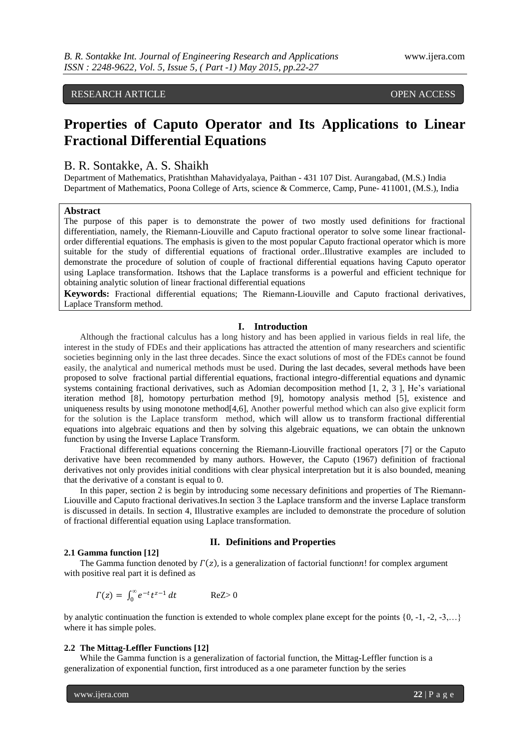RESEARCH ARTICLE OPEN ACCESS

# Properties of Caputo Operator and Its Applications to Linear Fractional Differential Equations

B. R. Sontakke, A. S. Shaikh

Department of Mathematics, Pratishthan Mahavidyalaya, Paithan - 431 107 Dist. Aurangabad, (M.S.) India
Department of Mathematics, Poona College of Arts, science & Commerce, Camp, Pune- 411001, (M.S.), India

**Abstract**

The purpose of this paper is to demonstrate the power of two mostly used definitions for fractional differentiation, namely, the Riemann-Liouville and Caputo fractional operator to solve some linear fractional-order differential equations. The emphasis is given to the most popular Caputo fractional operator which is more suitable for the study of differential equations of fractional order..Illustrative examples are included to demonstrate the procedure of solution of couple of fractional differential equations having Caputo operator using Laplace transformation. Itshows that the Laplace transforms is a powerful and efficient technique for obtaining analytic solution of linear fractional differential equations

**Keywords:** Fractional differential equations; The Riemann-Liouville and Caputo fractional derivatives, Laplace Transform method.

## I. Introduction

Although the fractional calculus has a long history and has been applied in various fields in real life, the interest in the study of FDEs and their applications has attracted the attention of many researchers and scientific societies beginning only in the last three decades. Since the exact solutions of most of the FDEs cannot be found easily, the analytical and numerical methods must be used. During the last decades, several methods have been proposed to solve fractional partial differential equations, fractional integro-differential equations and dynamic systems containing fractional derivatives, such as Adomian decomposition method [1, 2, 3 ], He's variational iteration method [8], homotopy perturbation method [9], homotopy analysis method [5], existence and uniqueness results by using monotone method[4,6], Another powerful method which can also give explicit form for the solution is the Laplace transform method, which will allow us to transform fractional differential equations into algebraic equations and then by solving this algebraic equations, we can obtain the unknown function by using the Inverse Laplace Transform.

Fractional differential equations concerning the Riemann-Liouville fractional operators [7] or the Caputo derivative have been recommended by many authors. However, the Caputo (1967) definition of fractional derivatives not only provides initial conditions with clear physical interpretation but it is also bounded, meaning that the derivative of a constant is equal to 0.

In this paper, section 2 is begin by introducing some necessary definitions and properties of The Riemann-Liouville and Caputo fractional derivatives.In section 3 the Laplace transform and the inverse Laplace transform is discussed in details. In section 4, Illustrative examples are included to demonstrate the procedure of solution of fractional differential equation using Laplace transformation.

## II. Definitions and Properties

### 2.1 Gamma function [12]

The Gamma function denoted by $\Gamma(z)$, is a generalization of factorial function$n!$ for complex argument with positive real part it is defined as

$$\Gamma(z) = \int_0^\infty e^{-t} t^{z-1}\, dt \qquad \text{ReZ} > 0$$

by analytic continuation the function is extended to whole complex plane except for the points {0, -1, -2, -3,…} where it has simple poles.

### 2.2 The Mittag-Leffler Functions [12]

While the Gamma function is a generalization of factorial function, the Mittag-Leffler function is a generalization of exponential function, first introduced as a one parameter function by the series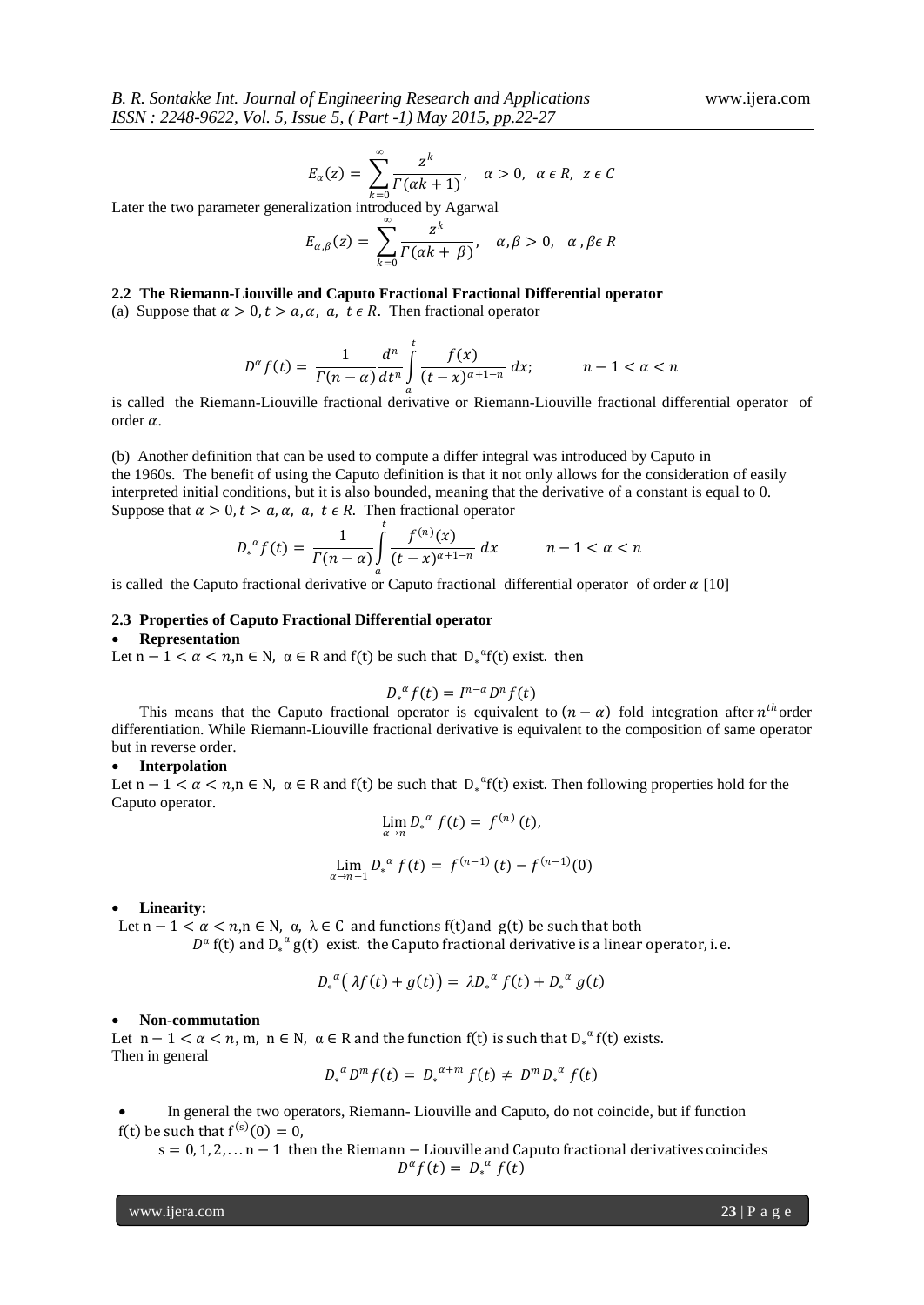$$E_{\alpha}(z) = \sum_{k=0}^{\infty} \frac{z^k}{\Gamma(\alpha k + 1)}, \quad \alpha > 0, \ \alpha \in R, \ z \in C$$

Later the two parameter generalization introduced by Agarwal

$$E_{\alpha,\beta}(z) = \sum_{k=0}^{\infty} \frac{z^k}{\Gamma(\alpha k + \beta)}, \quad \alpha, \beta > 0, \ \alpha, \beta \epsilon R$$

### 2.2 The Riemann-Liouville and Caputo Fractional Fractional Differential operator

(a) Suppose that $\alpha > 0, t > a, \alpha, a, t \epsilon R$. Then fractional operator

$$D^{\alpha} f(t) = \frac{1}{\Gamma(n-\alpha)} \frac{d^n}{dt^n} \int_a^t \frac{f(x)}{(t-x)^{\alpha+1-n}} \, dx; \qquad n-1 < \alpha < n$$

is called the Riemann-Liouville fractional derivative or Riemann-Liouville fractional differential operator of order $\alpha$.

(b) Another definition that can be used to compute a differ integral was introduced by Caputo in the 1960s. The benefit of using the Caputo definition is that it not only allows for the consideration of easily interpreted initial conditions, but it is also bounded, meaning that the derivative of a constant is equal to 0. Suppose that $\alpha > 0, t > a, \alpha, a, t \epsilon R$. Then fractional operator

$$D_*^{\alpha} f(t) = \frac{1}{\Gamma(n-\alpha)} \int_a^t \frac{f^{(n)}(x)}{(t-x)^{\alpha+1-n}} \, dx \qquad n-1 < \alpha < n$$

is called the Caputo fractional derivative or Caputo fractional differential operator of order $\alpha$ [10]

### 2.3 Properties of Caputo Fractional Differential operator

- **Representation**

Let $n - 1 < \alpha < n, n \in N, \ \alpha \in R$ and f(t) be such that $D_*^{\alpha} f(t)$ exist. then

$$D_*^{\alpha} f(t) = I^{n-\alpha} D^n f(t)$$

This means that the Caputo fractional operator is equivalent to $(n - \alpha)$ fold integration after $n^{th}$ order differentiation. While Riemann-Liouville fractional derivative is equivalent to the composition of same operator but in reverse order.

- **Interpolation**

Let $n - 1 < \alpha < n, n \in N, \ \alpha \in R$ and f(t) be such that $D_*^{\alpha} f(t)$ exist. Then following properties hold for the Caputo operator.

$$\lim_{\alpha \to n} D_*^{\alpha} f(t) = f^{(n)}(t),$$

$$\lim_{\alpha \to n-1} D_*^{\alpha} f(t) = f^{(n-1)}(t) - f^{(n-1)}(0)$$

- **Linearity:**

Let $n - 1 < \alpha < n, n \in N, \ \alpha, \ \lambda \in C$ and functions f(t) and g(t) be such that both $D^{\alpha}$ f(t) and $D_*^{\alpha}$ g(t) exist. the Caputo fractional derivative is a linear operator, i.e.

$$D_*^{\alpha}\big(\lambda f(t) + g(t)\big) = \lambda D_*^{\alpha} f(t) + D_*^{\alpha} g(t)$$

- **Non-commutation**

Let $n - 1 < \alpha < n$, m, $n \in N, \ \alpha \in R$ and the function f(t) is such that $D_*^{\alpha}$ f(t) exists. Then in general

$$D_*^{\alpha} D^m f(t) = D_*^{\alpha+m} f(t) \neq D^m D_*^{\alpha} f(t)$$

- In general the two operators, Riemann- Liouville and Caputo, do not coincide, but if function f(t) be such that $f^{(s)}(0) = 0$, $s = 0, 1, 2, \ldots n - 1$ then the Riemann − Liouville and Caputo fractional derivatives coincides

$$D^{\alpha} f(t) = D_*^{\alpha} f(t)$$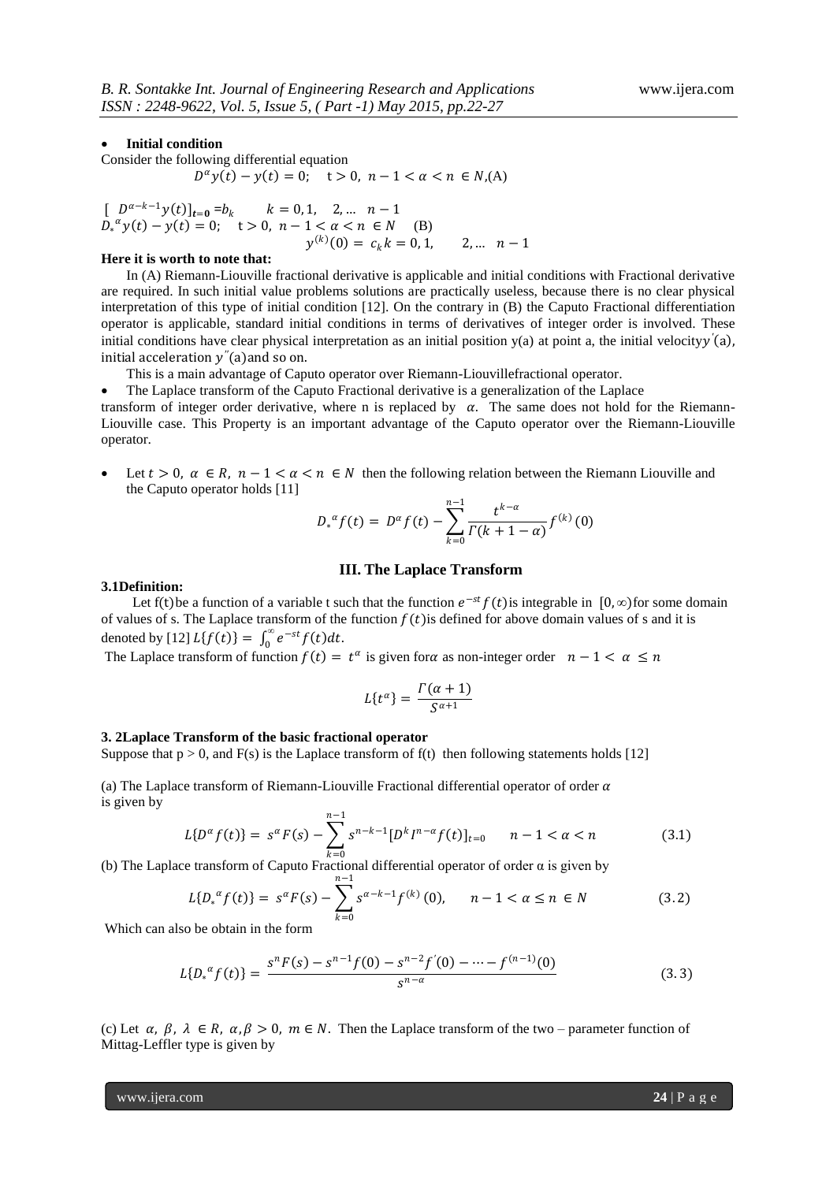- **Initial condition**

Consider the following differential equation

$$D^{\alpha}y(t) - y(t) = 0; \quad t > 0,\ n-1 < \alpha < n \in N, \text{(A)}$$

$[\ D^{\alpha-k-1}y(t)]_{t=0} = b_k \qquad k = 0, 1, \quad 2, \ldots \quad n-1$

$D_*{}^{\alpha}y(t) - y(t) = 0; \quad t > 0,\ n-1 < \alpha < n \in N \quad \text{(B)}$

$$y^{(k)}(0) = c_k\, k = 0, 1, \qquad 2, \ldots \quad n-1$$

**Here it is worth to note that:**

In (A) Riemann-Liouville fractional derivative is applicable and initial conditions with Fractional derivative are required. In such initial value problems solutions are practically useless, because there is no clear physical interpretation of this type of initial condition [12]. On the contrary in (B) the Caputo Fractional differentiation operator is applicable, standard initial conditions in terms of derivatives of integer order is involved. These initial conditions have clear physical interpretation as an initial position y(a) at point a, the initial velocity$y'(a)$, initial acceleration $y''(a)$and so on.

This is a main advantage of Caputo operator over Riemann-Liouvillefractional operator.

- The Laplace transform of the Caputo Fractional derivative is a generalization of the Laplace transform of integer order derivative, where n is replaced by $\alpha$. The same does not hold for the Riemann-Liouville case. This Property is an important advantage of the Caputo operator over the Riemann-Liouville operator.

- Let $t > 0,\ \alpha \in R,\ n-1 < \alpha < n \in N$ then the following relation between the Riemann Liouville and the Caputo operator holds [11]

$$D_*{}^{\alpha}f(t) = D^{\alpha}f(t) - \sum_{k=0}^{n-1} \frac{t^{k-\alpha}}{\Gamma(k+1-\alpha)} f^{(k)}(0)$$

## III. The Laplace Transform

**3.1Definition:**

Let f(t)be a function of a variable t such that the function $e^{-st}f(t)$is integrable in $[0,\infty)$for some domain of values of s. The Laplace transform of the function $f(t)$is defined for above domain values of s and it is denoted by [12] $L\{f(t)\} = \int_0^{\infty} e^{-st}f(t)dt$.

The Laplace transform of function $f(t) = t^{\alpha}$ is given for$\alpha$ as non-integer order $\quad n-1 < \alpha \leq n$

$$L\{t^{\alpha}\} = \frac{\Gamma(\alpha+1)}{S^{\alpha+1}}$$

**3. 2Laplace Transform of the basic fractional operator**

Suppose that p > 0, and F(s) is the Laplace transform of f(t) then following statements holds [12]

(a) The Laplace transform of Riemann-Liouville Fractional differential operator of order $\alpha$ is given by

$$L\{D^{\alpha}f(t)\} = s^{\alpha}F(s) - \sum_{k=0}^{n-1} s^{n-k-1}[D^k I^{n-\alpha}f(t)]_{t=0} \qquad n-1 < \alpha < n \qquad (3.1)$$

(b) The Laplace transform of Caputo Fractional differential operator of order α is given by

$$L\{D_*{}^{\alpha}f(t)\} = s^{\alpha}F(s) - \sum_{k=0}^{n-1} s^{\alpha-k-1}f^{(k)}(0), \qquad n-1 < \alpha \leq n \in N \qquad (3.2)$$

Which can also be obtain in the form

$$L\{D_*{}^{\alpha}f(t)\} = \frac{s^nF(s) - s^{n-1}f(0) - s^{n-2}f'(0) - \cdots - f^{(n-1)}(0)}{s^{n-\alpha}} \qquad (3.3)$$

(c) Let $\alpha,\ \beta,\ \lambda \in R,\ \alpha, \beta > 0,\ m \in N$. Then the Laplace transform of the two – parameter function of Mittag-Leffler type is given by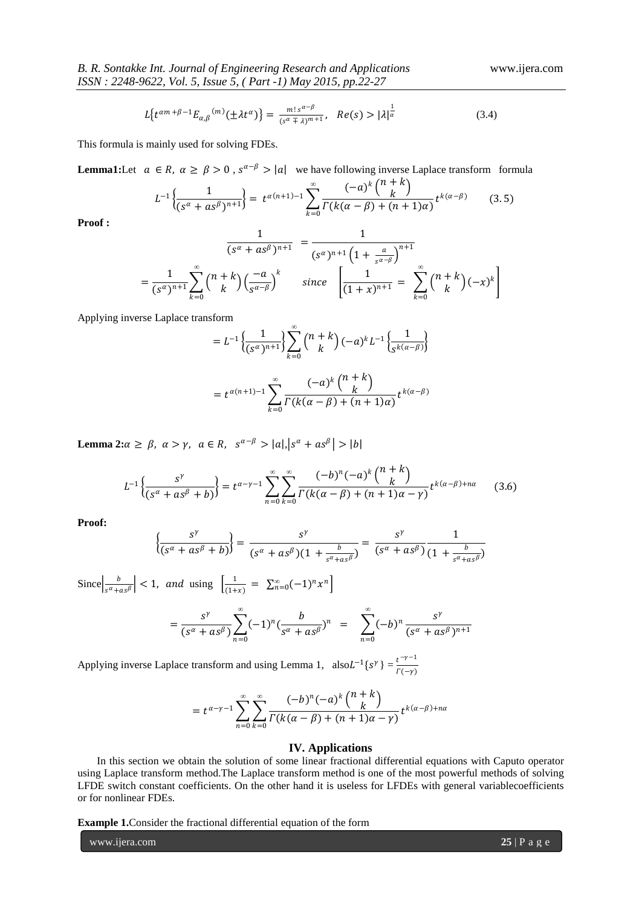$$L\{t^{\alpha m+\beta-1}E_{\alpha,\beta}{}^{(m)}(\pm\lambda t^{\alpha})\} = \frac{m!\,s^{\alpha-\beta}}{(s^{\alpha}\mp\lambda)^{m+1}}, \quad Re(s) > |\lambda|^{\frac{1}{\alpha}} \tag{3.4}$$

This formula is mainly used for solving FDEs.

**Lemma1:**Let $a \in R$, $\alpha \geq \beta > 0$ , $s^{\alpha-\beta} > |a|$ we have following inverse Laplace transform formula

$$L^{-1}\left\{\frac{1}{(s^{\alpha}+as^{\beta})^{n+1}}\right\} = t^{\alpha(n+1)-1}\sum_{k=0}^{\infty}\frac{(-a)^k\binom{n+k}{k}}{\Gamma(k(\alpha-\beta)+(n+1)\alpha)}t^{k(\alpha-\beta)} \tag{3.5}$$

**Proof :**

$$\frac{1}{(s^{\alpha}+as^{\beta})^{n+1}} = \frac{1}{(s^{\alpha})^{n+1}\left(1+\frac{a}{s^{\alpha-\beta}}\right)^{n+1}}$$

$$= \frac{1}{(s^{\alpha})^{n+1}}\sum_{k=0}^{\infty}\binom{n+k}{k}\left(\frac{-a}{s^{\alpha-\beta}}\right)^k \qquad since \quad \left[\frac{1}{(1+x)^{n+1}} = \sum_{k=0}^{\infty}\binom{n+k}{k}(-x)^k\right]$$

Applying inverse Laplace transform

$$= L^{-1}\left\{\frac{1}{(s^{\alpha})^{n+1}}\right\}\sum_{k=0}^{\infty}\binom{n+k}{k}(-a)^k L^{-1}\left\{\frac{1}{s^{k(\alpha-\beta)}}\right\}$$

$$= t^{\alpha(n+1)-1}\sum_{k=0}^{\infty}\frac{(-a)^k\binom{n+k}{k}}{\Gamma(k(\alpha-\beta)+(n+1)\alpha)}t^{k(\alpha-\beta)}$$

**Lemma 2:**$\alpha \geq \beta,\ \alpha > \gamma,\ a \in R,\ \ s^{\alpha-\beta} > |a|, \left|s^{\alpha}+as^{\beta}\right| > |b|$

$$L^{-1}\left\{\frac{s^{\gamma}}{(s^{\alpha}+as^{\beta}+b)}\right\} = t^{\alpha-\gamma-1}\sum_{n=0}^{\infty}\sum_{k=0}^{\infty}\frac{(-b)^n(-a)^k\binom{n+k}{k}}{\Gamma(k(\alpha-\beta)+(n+1)\alpha-\gamma)}t^{k(\alpha-\beta)+n\alpha} \tag{3.6}$$

**Proof:**

$$\left\{\frac{s^{\gamma}}{(s^{\alpha}+as^{\beta}+b)}\right\} = \frac{s^{\gamma}}{(s^{\alpha}+as^{\beta})(1+\frac{b}{s^{\alpha}+as^{\beta}})} = \frac{s^{\gamma}}{(s^{\alpha}+as^{\beta})}\frac{1}{(1+\frac{b}{s^{\alpha}+as^{\beta}})}$$

Since$\left|\frac{b}{s^{\alpha}+as^{\beta}}\right| < 1,$ *and* using $\left[\frac{1}{(1+x)} = \sum_{n=0}^{\infty}(-1)^n x^n\right]$

$$= \frac{s^{\gamma}}{(s^{\alpha}+as^{\beta})}\sum_{n=0}^{\infty}(-1)^n\left(\frac{b}{s^{\alpha}+as^{\beta}}\right)^n = \sum_{n=0}^{\infty}(-b)^n\frac{s^{\gamma}}{(s^{\alpha}+as^{\beta})^{n+1}}$$

Applying inverse Laplace transform and using Lemma 1, also$L^{-1}\{s^{\gamma}\} = \frac{t^{-\gamma-1}}{\Gamma(-\gamma)}$

$$= t^{\alpha-\gamma-1}\sum_{n=0}^{\infty}\sum_{k=0}^{\infty}\frac{(-b)^n(-a)^k\binom{n+k}{k}}{\Gamma(k(\alpha-\beta)+(n+1)\alpha-\gamma)}t^{k(\alpha-\beta)+n\alpha}$$

## IV. Applications

In this section we obtain the solution of some linear fractional differential equations with Caputo operator using Laplace transform method.The Laplace transform method is one of the most powerful methods of solving LFDE switch constant coefficients. On the other hand it is useless for LFDEs with general variablecoefficients or for nonlinear FDEs.

**Example 1.**Consider the fractional differential equation of the form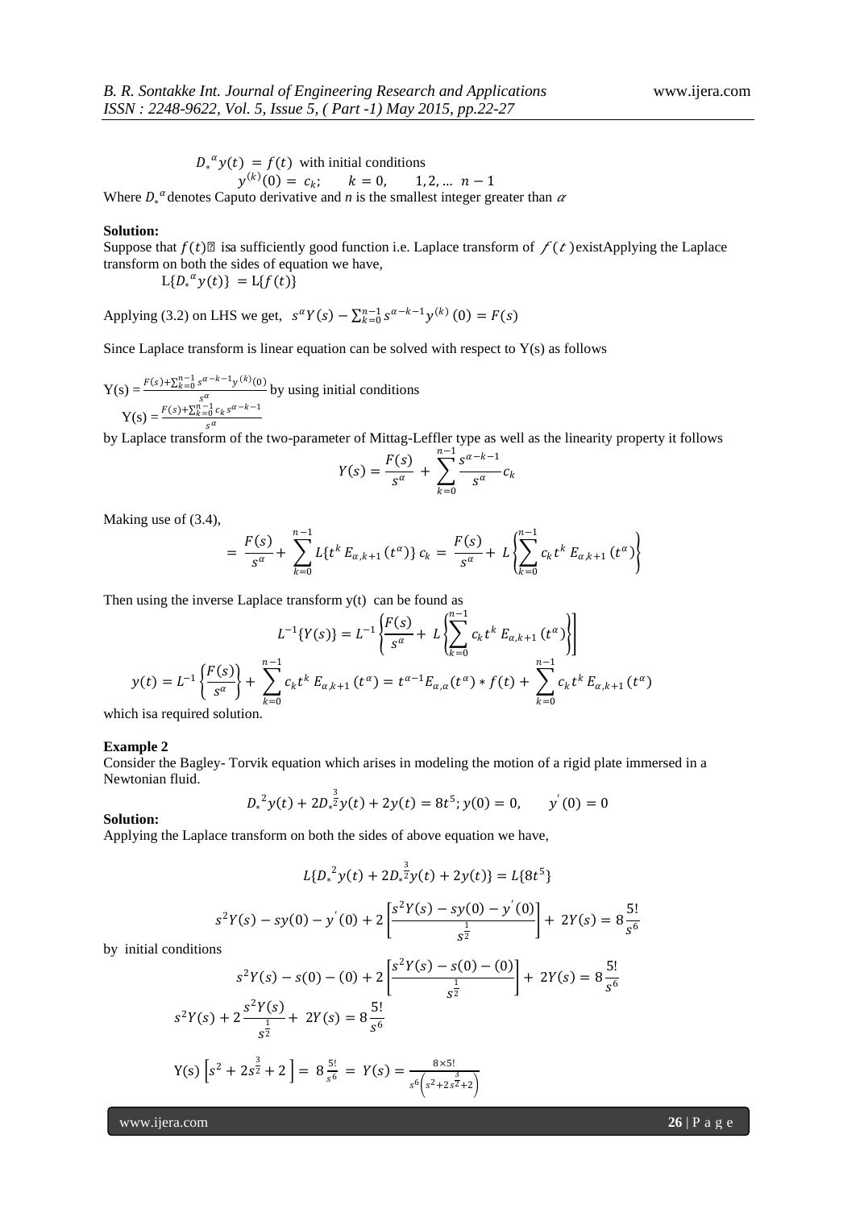$$D_*{}^{\alpha} y(t) = f(t) \text{ with initial conditions}$$

$$y^{(k)}(0) = c_k; \quad k = 0, \quad 1, 2, \ldots \; n-1$$

Where $D_*{}^{\alpha}$ denotes Caputo derivative and $n$ is the smallest integer greater than $\alpha$

**Solution:**

Suppose that $f(t)$ isa sufficiently good function i.e. Laplace transform of $f(t)$ existApplying the Laplace transform on both the sides of equation we have,

$$\mathrm{L}\{D_*{}^{\alpha} y(t)\} = \mathrm{L}\{f(t)\}$$

Applying (3.2) on LHS we get, $s^{\alpha} Y(s) - \sum_{k=0}^{n-1} s^{\alpha-k-1} y^{(k)}(0) = F(s)$

Since Laplace transform is linear equation can be solved with respect to Y(s) as follows

$$\mathrm{Y}(s) = \frac{F(s) + \sum_{k=0}^{n-1} s^{\alpha-k-1} y^{(k)}(0)}{s^{\alpha}} \text{ by using initial conditions}$$

$$\mathrm{Y}(s) = \frac{F(s) + \sum_{k=0}^{n-1} c_k s^{\alpha-k-1}}{s^{\alpha}}$$

by Laplace transform of the two-parameter of Mittag-Leffler type as well as the linearity property it follows

$$Y(s) = \frac{F(s)}{s^{\alpha}} + \sum_{k=0}^{n-1} \frac{s^{\alpha-k-1}}{s^{\alpha}} c_k$$

Making use of (3.4),

$$= \frac{F(s)}{s^{\alpha}} + \sum_{k=0}^{n-1} L\{t^k E_{\alpha,k+1}(t^{\alpha})\} c_k = \frac{F(s)}{s^{\alpha}} + L\left\{\sum_{k=0}^{n-1} c_k t^k E_{\alpha,k+1}(t^{\alpha})\right\}$$

Then using the inverse Laplace transform y(t) can be found as

$$L^{-1}\{Y(s)\} = L^{-1}\left\{\frac{F(s)}{s^{\alpha}} + L\left\{\sum_{k=0}^{n-1} c_k t^k E_{\alpha,k+1}(t^{\alpha})\right\}\right]$$

$$y(t) = L^{-1}\left\{\frac{F(s)}{s^{\alpha}}\right\} + \sum_{k=0}^{n-1} c_k t^k E_{\alpha,k+1}(t^{\alpha}) = t^{\alpha-1} E_{\alpha,\alpha}(t^{\alpha}) * f(t) + \sum_{k=0}^{n-1} c_k t^k E_{\alpha,k+1}(t^{\alpha})$$

which isa required solution.

**Example 2**

Consider the Bagley- Torvik equation which arises in modeling the motion of a rigid plate immersed in a Newtonian fluid.

$$D_*{}^2 y(t) + 2D_*^{\frac{3}{2}} y(t) + 2y(t) = 8t^5; y(0) = 0, \qquad y'(0) = 0$$

**Solution:**

Applying the Laplace transform on both the sides of above equation we have,

$$L\{D_*{}^2 y(t) + 2D_*^{\frac{3}{2}} y(t) + 2y(t)\} = L\{8t^5\}$$

$$s^2 Y(s) - sy(0) - y'(0) + 2\left[\frac{s^2 Y(s) - sy(0) - y'(0)}{s^{\frac{1}{2}}}\right] + 2Y(s) = 8\frac{5!}{s^6}$$

by initial conditions

$$s^2 Y(s) - s(0) - (0) + 2\left[\frac{s^2 Y(s) - s(0) - (0)}{s^{\frac{1}{2}}}\right] + 2Y(s) = 8\frac{5!}{s^6}$$

$$s^2 Y(s) + 2\frac{s^2 Y(s)}{s^{\frac{1}{2}}} + 2Y(s) = 8\frac{5!}{s^6}$$

$$\mathrm{Y}(s)\left[s^2 + 2s^{\frac{3}{2}} + 2\right] = 8\frac{5!}{s^6} = Y(s) = \frac{8 \times 5!}{s^6\left(s^2 + 2s^{\frac{3}{2}} + 2\right)}$$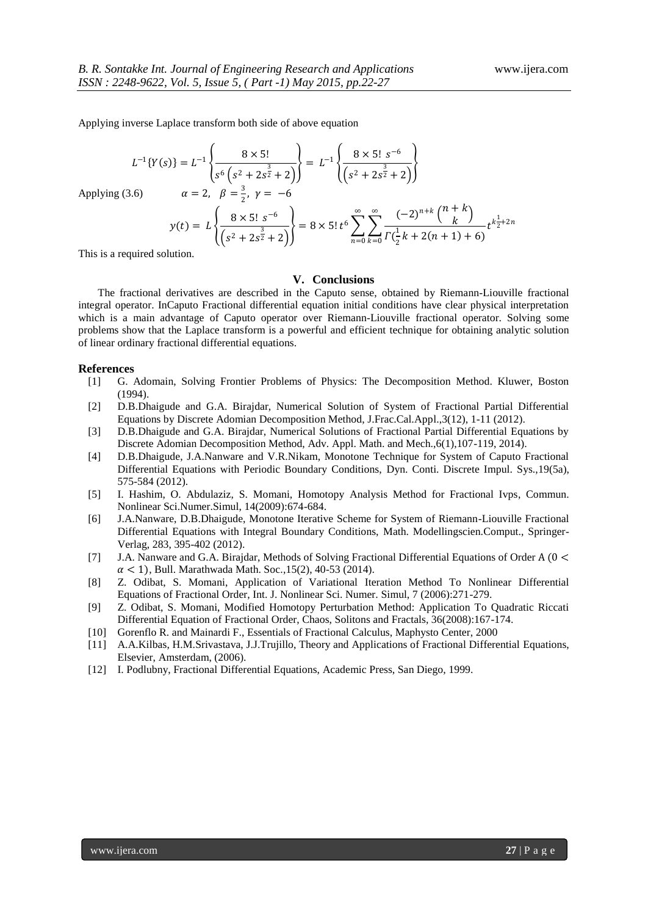Applying inverse Laplace transform both side of above equation

$$L^{-1}\{Y(s)\} = L^{-1}\left\{\frac{8 \times 5!}{s^6\left(s^2 + 2s^{\frac{3}{2}} + 2\right)}\right\} = L^{-1}\left\{\frac{8 \times 5!\ s^{-6}}{\left(s^2 + 2s^{\frac{3}{2}} + 2\right)}\right\}$$

Applying (3.6) $\alpha = 2,\ \beta = \frac{3}{2},\ \gamma = -6$

$$y(t) = L\left\{\frac{8 \times 5!\ s^{-6}}{\left(s^2 + 2s^{\frac{3}{2}} + 2\right)}\right\} = 8 \times 5!\, t^6 \sum_{n=0}^{\infty}\sum_{k=0}^{\infty} \frac{(-2)^{n+k}\binom{n+k}{k}}{\Gamma(\frac{1}{2}k + 2(n+1) + 6)} t^{k\frac{1}{2}+2n}$$

This is a required solution.

## V. Conclusions

The fractional derivatives are described in the Caputo sense, obtained by Riemann-Liouville fractional integral operator. InCaputo Fractional differential equation initial conditions have clear physical interpretation which is a main advantage of Caputo operator over Riemann-Liouville fractional operator. Solving some problems show that the Laplace transform is a powerful and efficient technique for obtaining analytic solution of linear ordinary fractional differential equations.

## References

[1] G. Adomain, Solving Frontier Problems of Physics: The Decomposition Method. Kluwer, Boston (1994).

[2] D.B.Dhaigude and G.A. Birajdar, Numerical Solution of System of Fractional Partial Differential Equations by Discrete Adomian Decomposition Method, J.Frac.Cal.Appl.,3(12), 1-11 (2012).

[3] D.B.Dhaigude and G.A. Birajdar, Numerical Solutions of Fractional Partial Differential Equations by Discrete Adomian Decomposition Method, Adv. Appl. Math. and Mech.,6(1),107-119, 2014).

[4] D.B.Dhaigude, J.A.Nanware and V.R.Nikam, Monotone Technique for System of Caputo Fractional Differential Equations with Periodic Boundary Conditions, Dyn. Conti. Discrete Impul. Sys.,19(5a), 575-584 (2012).

[5] I. Hashim, O. Abdulaziz, S. Momani, Homotopy Analysis Method for Fractional Ivps, Commun. Nonlinear Sci.Numer.Simul, 14(2009):674-684.

[6] J.A.Nanware, D.B.Dhaigude, Monotone Iterative Scheme for System of Riemann-Liouville Fractional Differential Equations with Integral Boundary Conditions, Math. Modellingscien.Comput., Springer-Verlag, 283, 395-402 (2012).

[7] J.A. Nanware and G.A. Birajdar, Methods of Solving Fractional Differential Equations of Order A $(0 < \alpha < 1)$, Bull. Marathwada Math. Soc.,15(2), 40-53 (2014).

[8] Z. Odibat, S. Momani, Application of Variational Iteration Method To Nonlinear Differential Equations of Fractional Order, Int. J. Nonlinear Sci. Numer. Simul, 7 (2006):271-279.

[9] Z. Odibat, S. Momani, Modified Homotopy Perturbation Method: Application To Quadratic Riccati Differential Equation of Fractional Order, Chaos, Solitons and Fractals, 36(2008):167-174.

[10] Gorenflo R. and Mainardi F., Essentials of Fractional Calculus, Maphysto Center, 2000

[11] A.A.Kilbas, H.M.Srivastava, J.J.Trujillo, Theory and Applications of Fractional Differential Equations, Elsevier, Amsterdam, (2006).

[12] I. Podlubny, Fractional Differential Equations, Academic Press, San Diego, 1999.